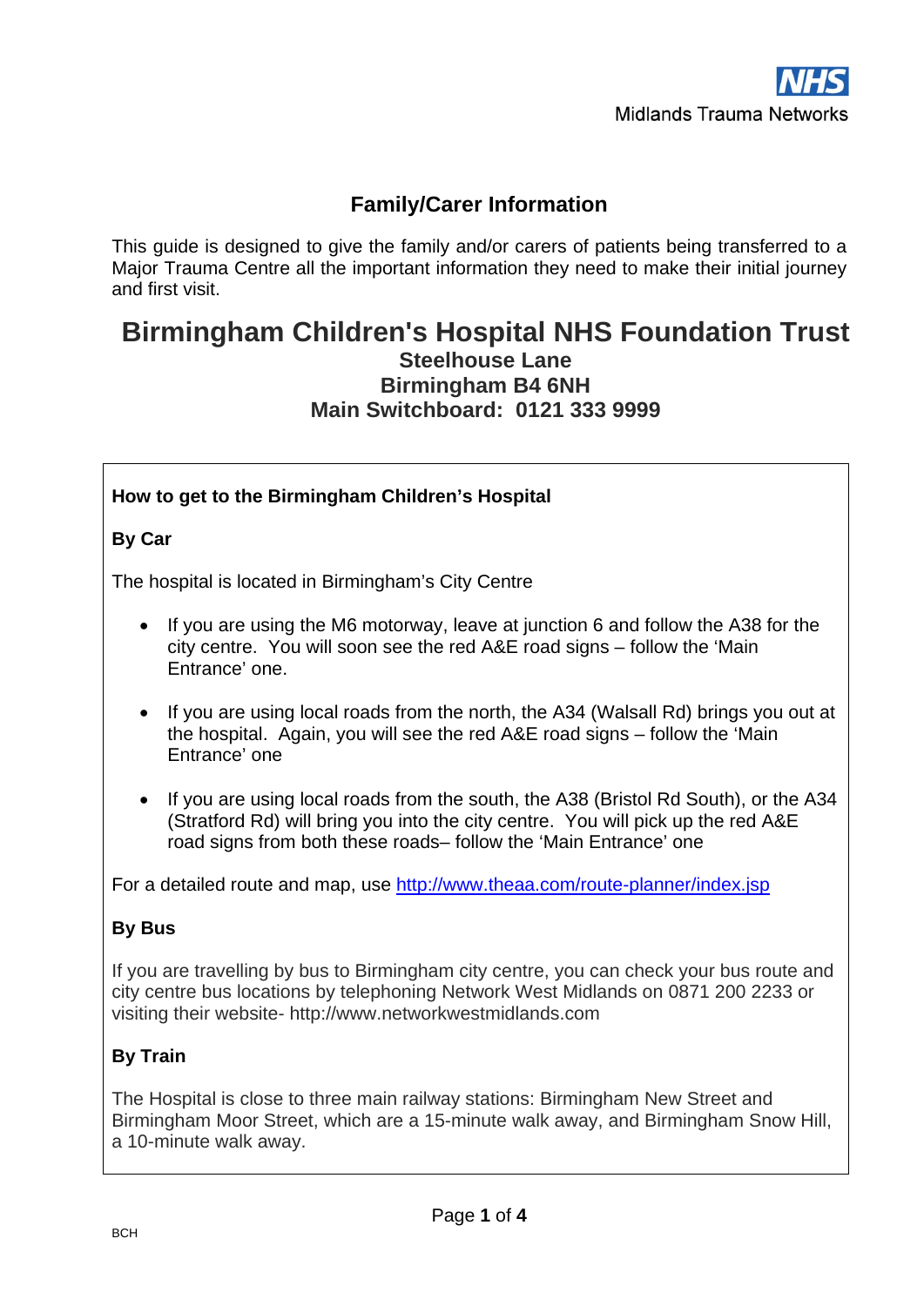## Family/Carer Information

This guide is designed to give the family and/or carers of patients being transferred to a Major Trauma Centre all the important information they need to make their initial journey and first visit.

# Birmingham Children's Hospital NHS Foundation Trust

**Steelhouse Lane**
**Birmingham B4 6NH**
**Main Switchboard: 0121 333 9999**

### How to get to the Birmingham Children's Hospital

**By Car**

The hospital is located in Birmingham's City Centre

- If you are using the M6 motorway, leave at junction 6 and follow the A38 for the city centre. You will soon see the red A&E road signs – follow the 'Main Entrance' one.
- If you are using local roads from the north, the A34 (Walsall Rd) brings you out at the hospital. Again, you will see the red A&E road signs – follow the 'Main Entrance' one
- If you are using local roads from the south, the A38 (Bristol Rd South), or the A34 (Stratford Rd) will bring you into the city centre. You will pick up the red A&E road signs from both these roads– follow the 'Main Entrance' one

For a detailed route and map, use [http://www.theaa.com/route-planner/index.jsp](http://www.theaa.com/route-planner/index.jsp)

**By Bus**

If you are travelling by bus to Birmingham city centre, you can check your bus route and city centre bus locations by telephoning Network West Midlands on 0871 200 2233 or visiting their website- http://www.networkwestmidlands.com

**By Train**

The Hospital is close to three main railway stations: Birmingham New Street and Birmingham Moor Street, which are a 15-minute walk away, and Birmingham Snow Hill, a 10-minute walk away.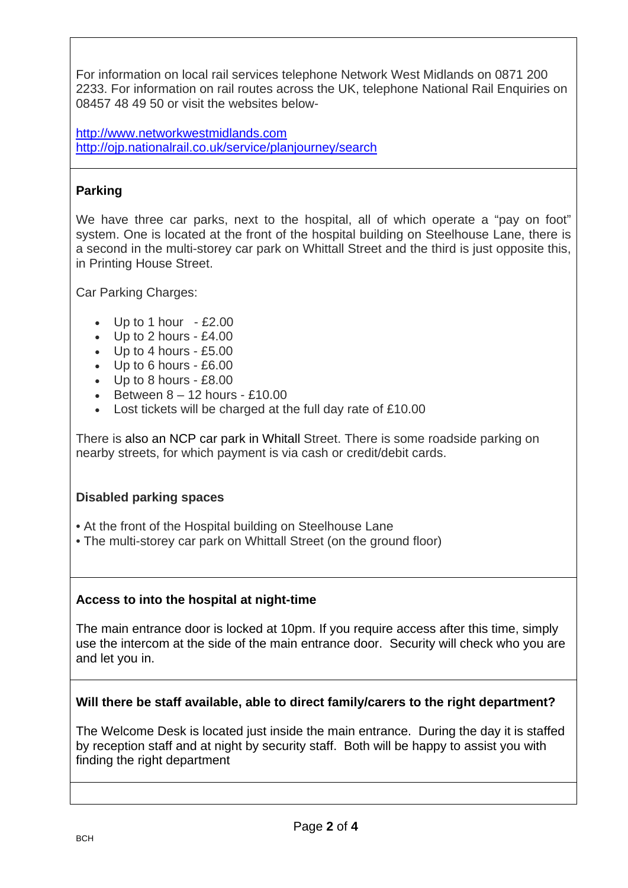For information on local rail services telephone Network West Midlands on 0871 200 2233. For information on rail routes across the UK, telephone National Rail Enquiries on 08457 48 49 50 or visit the websites below-

http://www.networkwestmidlands.com
http://ojp.nationalrail.co.uk/service/planjourney/search

**Parking**

We have three car parks, next to the hospital, all of which operate a "pay on foot" system. One is located at the front of the hospital building on Steelhouse Lane, there is a second in the multi-storey car park on Whittall Street and the third is just opposite this, in Printing House Street.

Car Parking Charges:

- Up to 1 hour - £2.00
- Up to 2 hours - £4.00
- Up to 4 hours - £5.00
- Up to 6 hours - £6.00
- Up to 8 hours - £8.00
- Between 8 – 12 hours - £10.00
- Lost tickets will be charged at the full day rate of £10.00

There is also an NCP car park in Whitall Street. There is some roadside parking on nearby streets, for which payment is via cash or credit/debit cards.

**Disabled parking spaces**

• At the front of the Hospital building on Steelhouse Lane
• The multi-storey car park on Whittall Street (on the ground floor)

**Access to into the hospital at night-time**

The main entrance door is locked at 10pm. If you require access after this time, simply use the intercom at the side of the main entrance door. Security will check who you are and let you in.

**Will there be staff available, able to direct family/carers to the right department?**

The Welcome Desk is located just inside the main entrance. During the day it is staffed by reception staff and at night by security staff. Both will be happy to assist you with finding the right department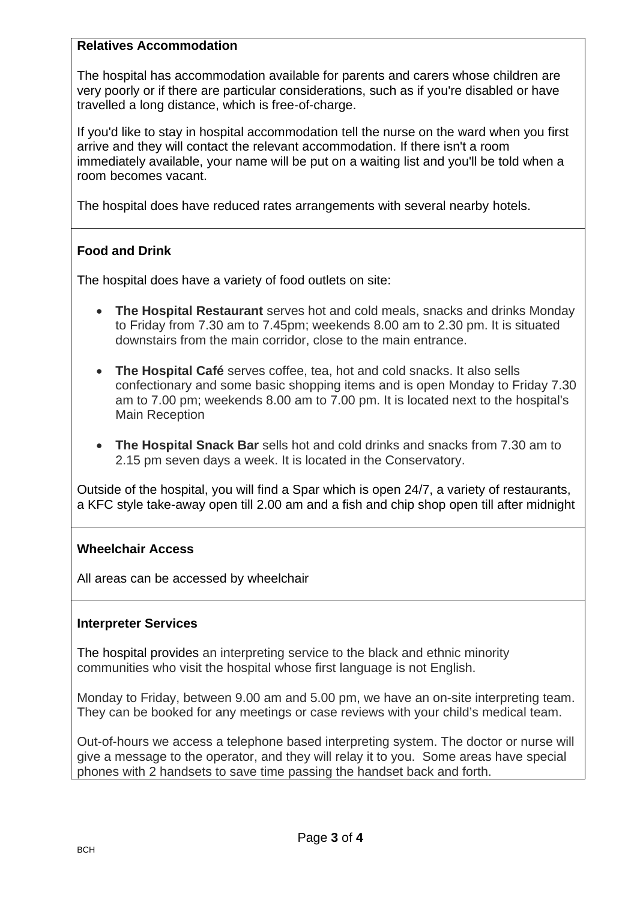## Relatives Accommodation

The hospital has accommodation available for parents and carers whose children are very poorly or if there are particular considerations, such as if you're disabled or have travelled a long distance, which is free-of-charge.

If you'd like to stay in hospital accommodation tell the nurse on the ward when you first arrive and they will contact the relevant accommodation. If there isn't a room immediately available, your name will be put on a waiting list and you'll be told when a room becomes vacant.

The hospital does have reduced rates arrangements with several nearby hotels.

## Food and Drink

The hospital does have a variety of food outlets on site:

- **The Hospital Restaurant** serves hot and cold meals, snacks and drinks Monday to Friday from 7.30 am to 7.45pm; weekends 8.00 am to 2.30 pm. It is situated downstairs from the main corridor, close to the main entrance.
- **The Hospital Café** serves coffee, tea, hot and cold snacks. It also sells confectionary and some basic shopping items and is open Monday to Friday 7.30 am to 7.00 pm; weekends 8.00 am to 7.00 pm. It is located next to the hospital's Main Reception
- **The Hospital Snack Bar** sells hot and cold drinks and snacks from 7.30 am to 2.15 pm seven days a week. It is located in the Conservatory.

Outside of the hospital, you will find a Spar which is open 24/7, a variety of restaurants, a KFC style take-away open till 2.00 am and a fish and chip shop open till after midnight

## Wheelchair Access

All areas can be accessed by wheelchair

## Interpreter Services

The hospital provides an interpreting service to the black and ethnic minority communities who visit the hospital whose first language is not English.

Monday to Friday, between 9.00 am and 5.00 pm, we have an on-site interpreting team. They can be booked for any meetings or case reviews with your child's medical team.

Out-of-hours we access a telephone based interpreting system. The doctor or nurse will give a message to the operator, and they will relay it to you. Some areas have special phones with 2 handsets to save time passing the handset back and forth.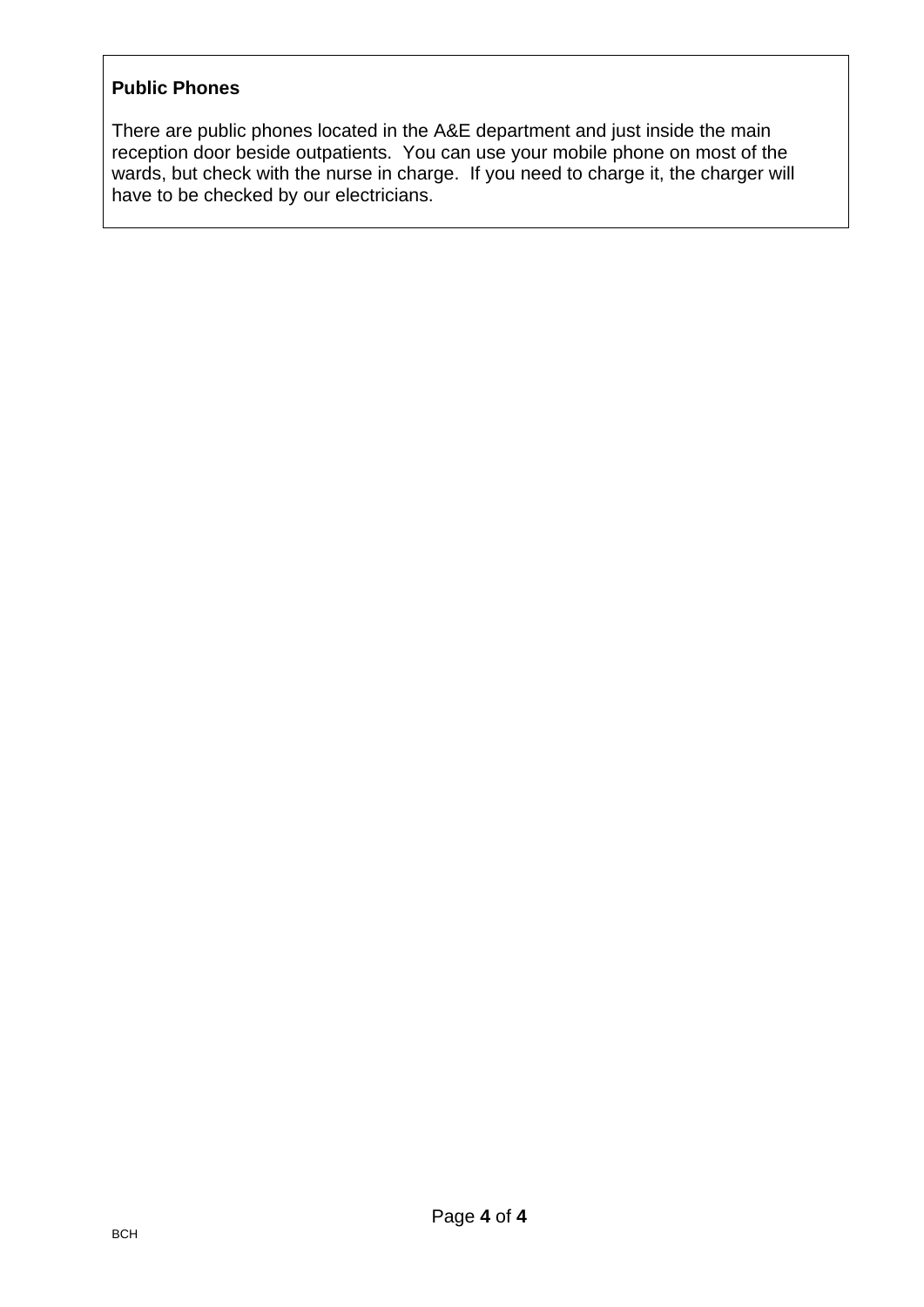**Public Phones**

There are public phones located in the A&E department and just inside the main reception door beside outpatients. You can use your mobile phone on most of the wards, but check with the nurse in charge. If you need to charge it, the charger will have to be checked by our electricians.